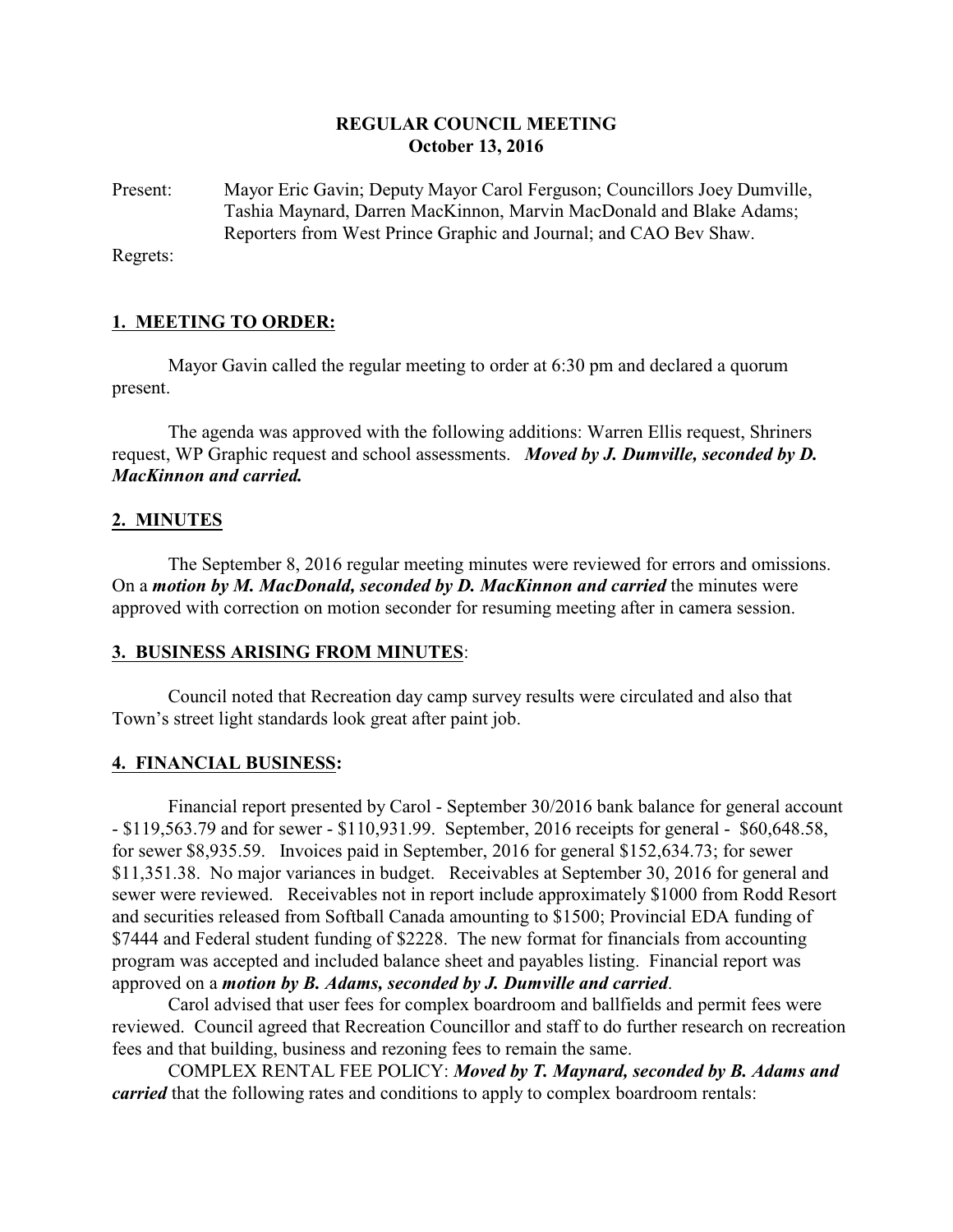**REGULAR COUNCIL MEETING**
**October 13, 2016**

Present: Mayor Eric Gavin; Deputy Mayor Carol Ferguson; Councillors Joey Dumville, Tashia Maynard, Darren MacKinnon, Marvin MacDonald and Blake Adams; Reporters from West Prince Graphic and Journal; and CAO Bev Shaw.

Regrets:

## 1. MEETING TO ORDER:

Mayor Gavin called the regular meeting to order at 6:30 pm and declared a quorum present.

The agenda was approved with the following additions: Warren Ellis request, Shriners request, WP Graphic request and school assessments. ***Moved by J. Dumville, seconded by D. MacKinnon and carried.***

## 2. MINUTES

The September 8, 2016 regular meeting minutes were reviewed for errors and omissions. On a ***motion by M. MacDonald, seconded by D. MacKinnon and carried*** the minutes were approved with correction on motion seconder for resuming meeting after in camera session.

## 3. BUSINESS ARISING FROM MINUTES:

Council noted that Recreation day camp survey results were circulated and also that Town's street light standards look great after paint job.

## 4. FINANCIAL BUSINESS:

Financial report presented by Carol - September 30/2016 bank balance for general account - $119,563.79 and for sewer - $110,931.99. September, 2016 receipts for general - $60,648.58, for sewer $8,935.59. Invoices paid in September, 2016 for general $152,634.73; for sewer $11,351.38. No major variances in budget. Receivables at September 30, 2016 for general and sewer were reviewed. Receivables not in report include approximately $1000 from Rodd Resort and securities released from Softball Canada amounting to $1500; Provincial EDA funding of $7444 and Federal student funding of $2228. The new format for financials from accounting program was accepted and included balance sheet and payables listing. Financial report was approved on a ***motion by B. Adams, seconded by J. Dumville and carried***.

Carol advised that user fees for complex boardroom and ballfields and permit fees were reviewed. Council agreed that Recreation Councillor and staff to do further research on recreation fees and that building, business and rezoning fees to remain the same.

COMPLEX RENTAL FEE POLICY: ***Moved by T. Maynard, seconded by B. Adams and carried*** that the following rates and conditions to apply to complex boardroom rentals: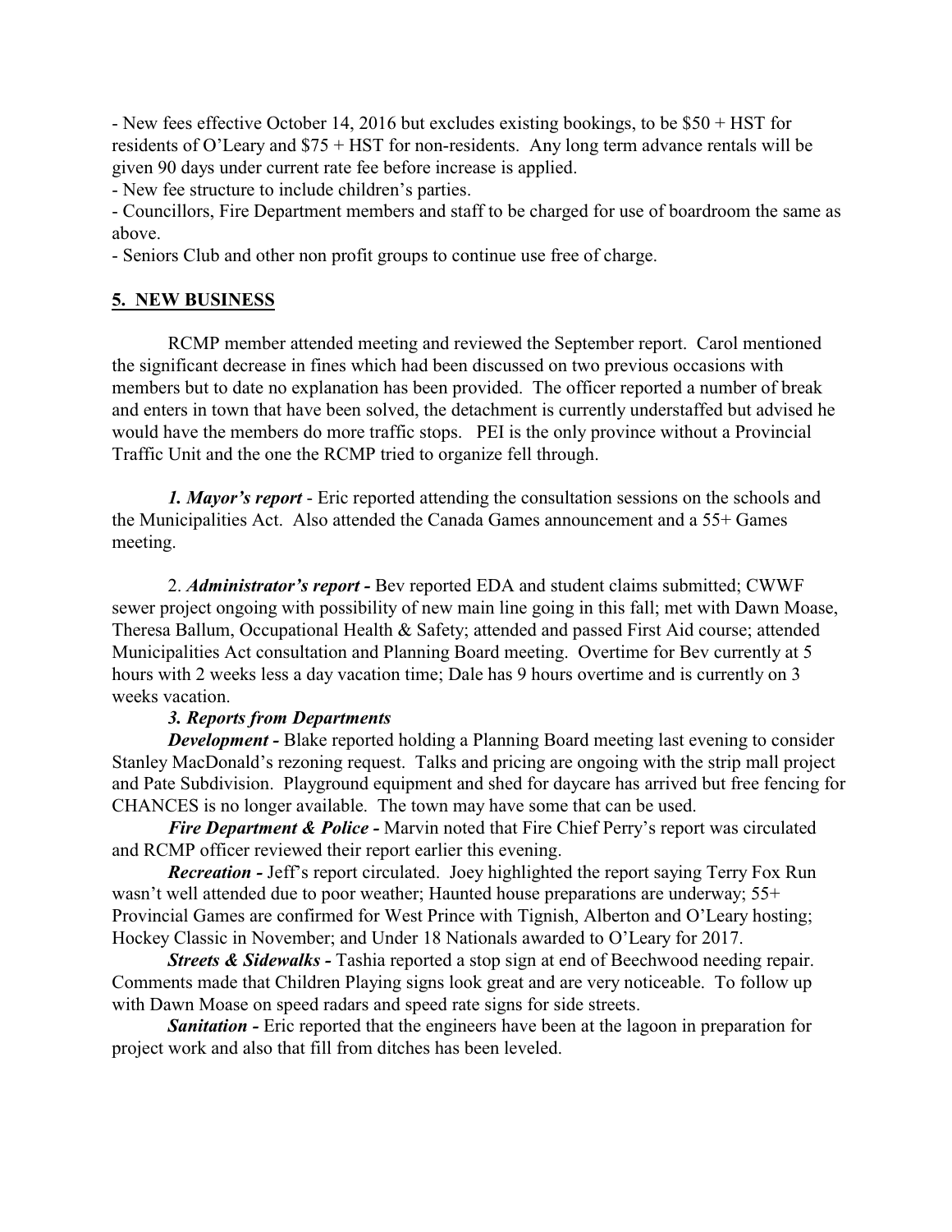- New fees effective October 14, 2016 but excludes existing bookings, to be $50 + HST for residents of O'Leary and $75 + HST for non-residents. Any long term advance rentals will be given 90 days under current rate fee before increase is applied.
- New fee structure to include children's parties.
- Councillors, Fire Department members and staff to be charged for use of boardroom the same as above.
- Seniors Club and other non profit groups to continue use free of charge.

## 5. NEW BUSINESS

RCMP member attended meeting and reviewed the September report. Carol mentioned the significant decrease in fines which had been discussed on two previous occasions with members but to date no explanation has been provided. The officer reported a number of break and enters in town that have been solved, the detachment is currently understaffed but advised he would have the members do more traffic stops. PEI is the only province without a Provincial Traffic Unit and the one the RCMP tried to organize fell through.

***1. Mayor's report*** - Eric reported attending the consultation sessions on the schools and the Municipalities Act. Also attended the Canada Games announcement and a 55+ Games meeting.

2. ***Administrator's report*** **-** Bev reported EDA and student claims submitted; CWWF sewer project ongoing with possibility of new main line going in this fall; met with Dawn Moase, Theresa Ballum, Occupational Health & Safety; attended and passed First Aid course; attended Municipalities Act consultation and Planning Board meeting. Overtime for Bev currently at 5 hours with 2 weeks less a day vacation time; Dale has 9 hours overtime and is currently on 3 weeks vacation.

***3. Reports from Departments***

***Development*** **-** Blake reported holding a Planning Board meeting last evening to consider Stanley MacDonald's rezoning request. Talks and pricing are ongoing with the strip mall project and Pate Subdivision. Playground equipment and shed for daycare has arrived but free fencing for CHANCES is no longer available. The town may have some that can be used.

***Fire Department & Police*** **-** Marvin noted that Fire Chief Perry's report was circulated and RCMP officer reviewed their report earlier this evening.

***Recreation*** **-** Jeff's report circulated. Joey highlighted the report saying Terry Fox Run wasn't well attended due to poor weather; Haunted house preparations are underway; 55+ Provincial Games are confirmed for West Prince with Tignish, Alberton and O'Leary hosting; Hockey Classic in November; and Under 18 Nationals awarded to O'Leary for 2017.

***Streets & Sidewalks*** **-** Tashia reported a stop sign at end of Beechwood needing repair. Comments made that Children Playing signs look great and are very noticeable. To follow up with Dawn Moase on speed radars and speed rate signs for side streets.

***Sanitation*** **-** Eric reported that the engineers have been at the lagoon in preparation for project work and also that fill from ditches has been leveled.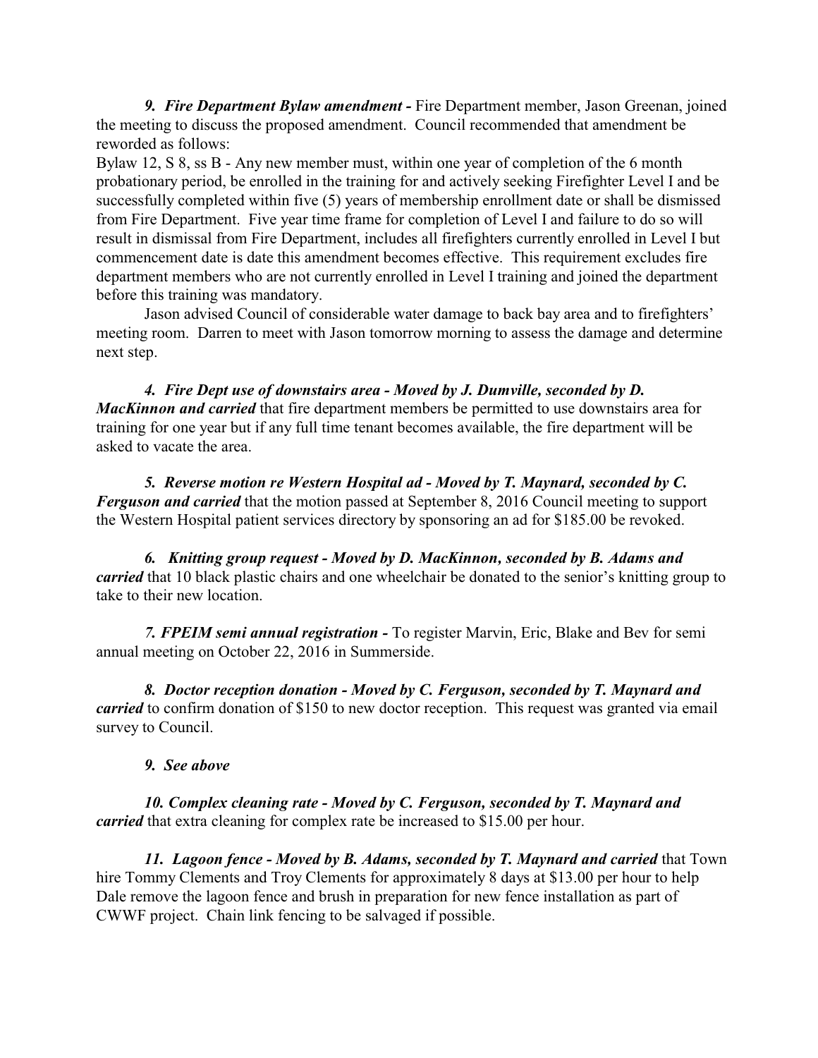***9. Fire Department Bylaw amendment -*** Fire Department member, Jason Greenan, joined the meeting to discuss the proposed amendment. Council recommended that amendment be reworded as follows:

Bylaw 12, S 8, ss B - Any new member must, within one year of completion of the 6 month probationary period, be enrolled in the training for and actively seeking Firefighter Level I and be successfully completed within five (5) years of membership enrollment date or shall be dismissed from Fire Department. Five year time frame for completion of Level I and failure to do so will result in dismissal from Fire Department, includes all firefighters currently enrolled in Level I but commencement date is date this amendment becomes effective. This requirement excludes fire department members who are not currently enrolled in Level I training and joined the department before this training was mandatory.

Jason advised Council of considerable water damage to back bay area and to firefighters' meeting room. Darren to meet with Jason tomorrow morning to assess the damage and determine next step.

***4. Fire Dept use of downstairs area - Moved by J. Dumville, seconded by D. MacKinnon and carried*** that fire department members be permitted to use downstairs area for training for one year but if any full time tenant becomes available, the fire department will be asked to vacate the area.

***5. Reverse motion re Western Hospital ad - Moved by T. Maynard, seconded by C. Ferguson and carried*** that the motion passed at September 8, 2016 Council meeting to support the Western Hospital patient services directory by sponsoring an ad for $185.00 be revoked.

***6. Knitting group request - Moved by D. MacKinnon, seconded by B. Adams and carried*** that 10 black plastic chairs and one wheelchair be donated to the senior's knitting group to take to their new location.

***7. FPEIM semi annual registration -*** To register Marvin, Eric, Blake and Bev for semi annual meeting on October 22, 2016 in Summerside.

***8. Doctor reception donation - Moved by C. Ferguson, seconded by T. Maynard and carried*** to confirm donation of $150 to new doctor reception. This request was granted via email survey to Council.

***9. See above***

***10. Complex cleaning rate - Moved by C. Ferguson, seconded by T. Maynard and carried*** that extra cleaning for complex rate be increased to $15.00 per hour.

***11. Lagoon fence - Moved by B. Adams, seconded by T. Maynard and carried*** that Town hire Tommy Clements and Troy Clements for approximately 8 days at $13.00 per hour to help Dale remove the lagoon fence and brush in preparation for new fence installation as part of CWWF project. Chain link fencing to be salvaged if possible.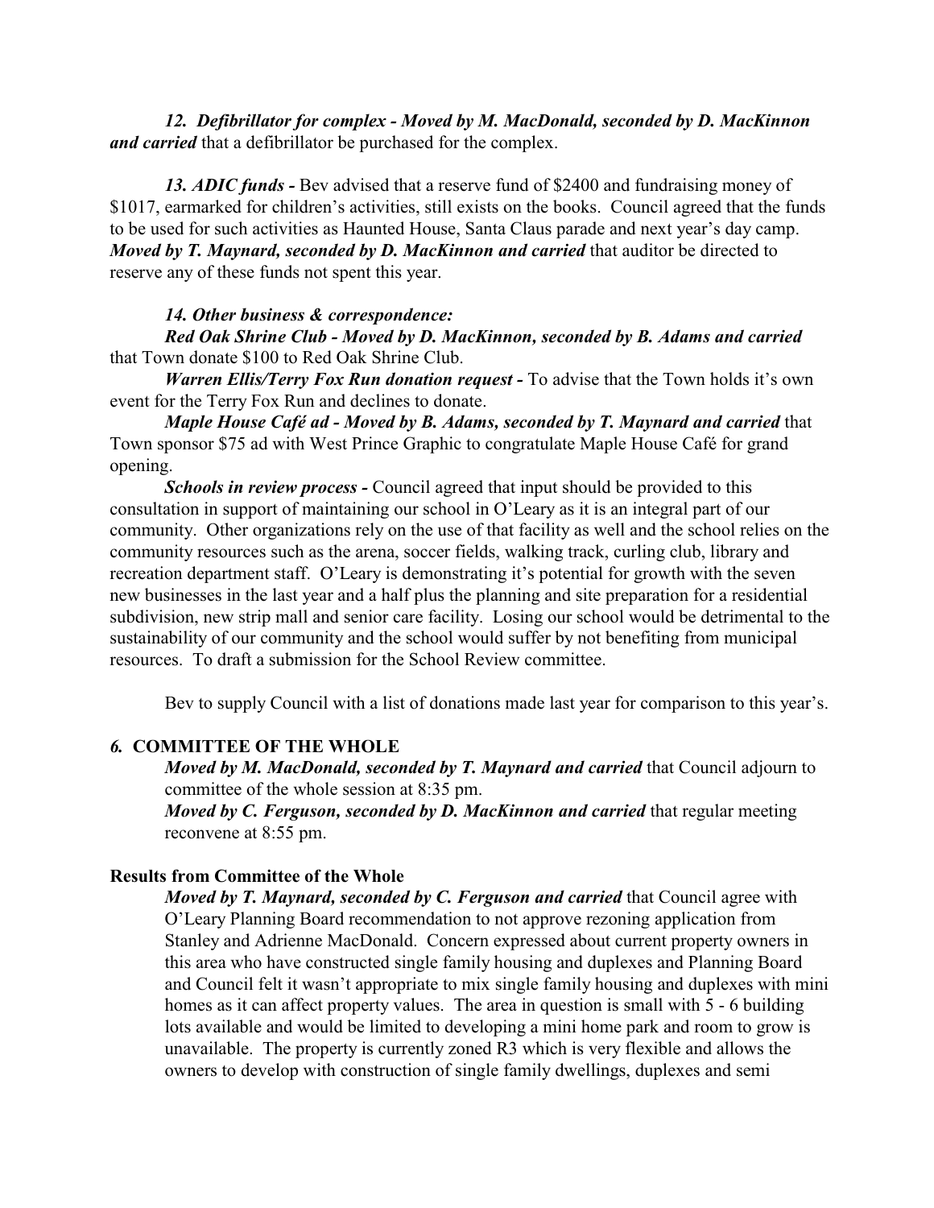***12. Defibrillator for complex - Moved by M. MacDonald, seconded by D. MacKinnon and carried*** that a defibrillator be purchased for the complex.

***13. ADIC funds -*** Bev advised that a reserve fund of $2400 and fundraising money of $1017, earmarked for children's activities, still exists on the books. Council agreed that the funds to be used for such activities as Haunted House, Santa Claus parade and next year's day camp. ***Moved by T. Maynard, seconded by D. MacKinnon and carried*** that auditor be directed to reserve any of these funds not spent this year.

***14. Other business & correspondence:***

***Red Oak Shrine Club - Moved by D. MacKinnon, seconded by B. Adams and carried*** that Town donate $100 to Red Oak Shrine Club.

***Warren Ellis/Terry Fox Run donation request -*** To advise that the Town holds it's own event for the Terry Fox Run and declines to donate.

***Maple House Café ad - Moved by B. Adams, seconded by T. Maynard and carried*** that Town sponsor $75 ad with West Prince Graphic to congratulate Maple House Café for grand opening.

***Schools in review process -*** Council agreed that input should be provided to this consultation in support of maintaining our school in O'Leary as it is an integral part of our community. Other organizations rely on the use of that facility as well and the school relies on the community resources such as the arena, soccer fields, walking track, curling club, library and recreation department staff. O'Leary is demonstrating it's potential for growth with the seven new businesses in the last year and a half plus the planning and site preparation for a residential subdivision, new strip mall and senior care facility. Losing our school would be detrimental to the sustainability of our community and the school would suffer by not benefiting from municipal resources. To draft a submission for the School Review committee.

Bev to supply Council with a list of donations made last year for comparison to this year's.

## *6.* COMMITTEE OF THE WHOLE

***Moved by M. MacDonald, seconded by T. Maynard and carried*** that Council adjourn to committee of the whole session at 8:35 pm.

***Moved by C. Ferguson, seconded by D. MacKinnon and carried*** that regular meeting reconvene at 8:55 pm.

### Results from Committee of the Whole

***Moved by T. Maynard, seconded by C. Ferguson and carried*** that Council agree with O'Leary Planning Board recommendation to not approve rezoning application from Stanley and Adrienne MacDonald. Concern expressed about current property owners in this area who have constructed single family housing and duplexes and Planning Board and Council felt it wasn't appropriate to mix single family housing and duplexes with mini homes as it can affect property values. The area in question is small with 5 - 6 building lots available and would be limited to developing a mini home park and room to grow is unavailable. The property is currently zoned R3 which is very flexible and allows the owners to develop with construction of single family dwellings, duplexes and semi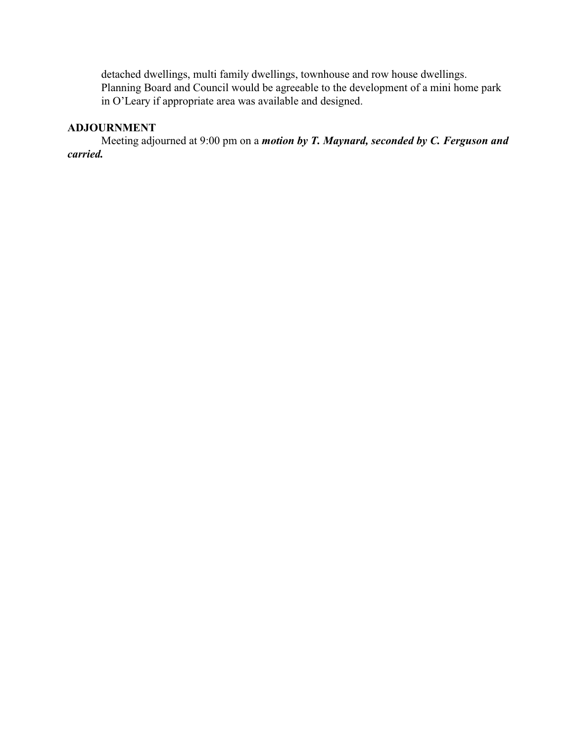detached dwellings, multi family dwellings, townhouse and row house dwellings. Planning Board and Council would be agreeable to the development of a mini home park in O'Leary if appropriate area was available and designed.

**ADJOURNMENT**

Meeting adjourned at 9:00 pm on a ***motion by T. Maynard, seconded by C. Ferguson and carried.***